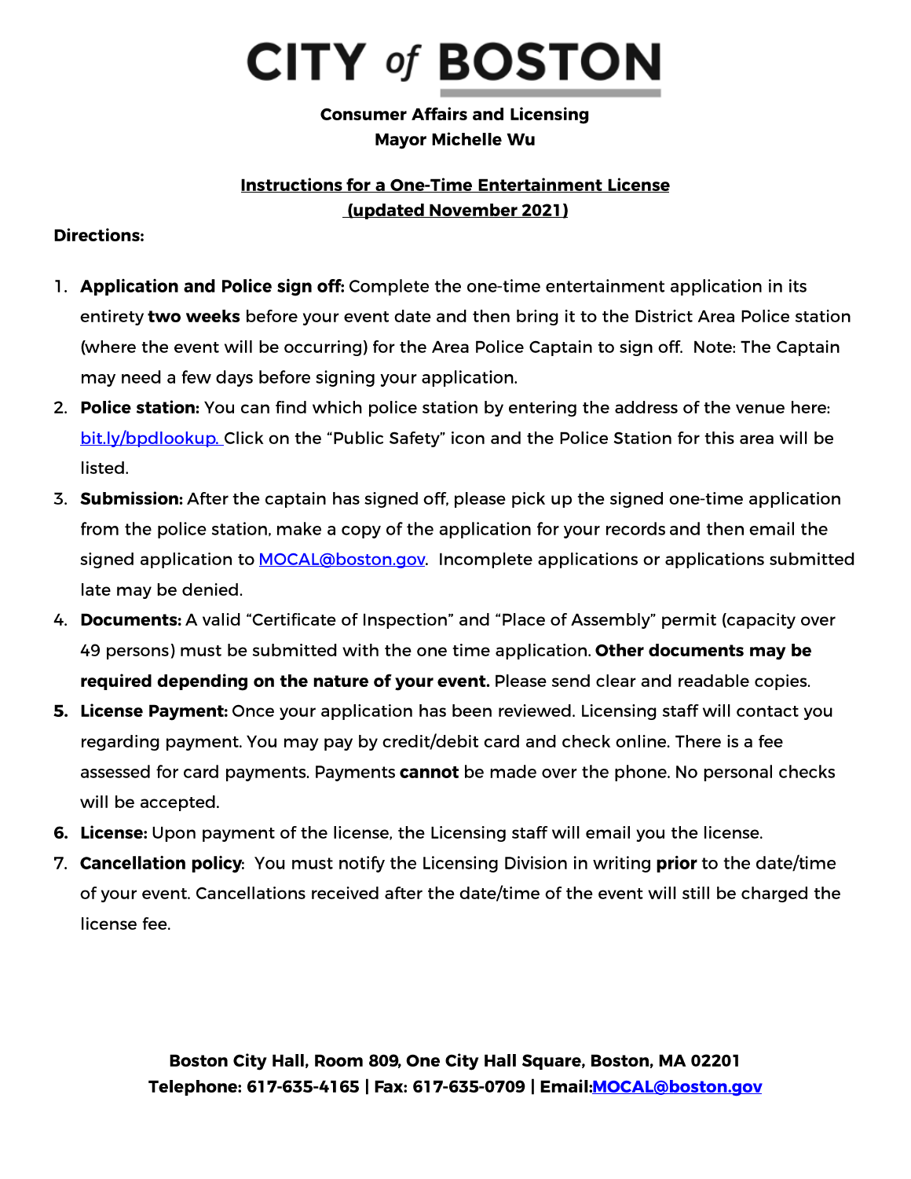# CITY of BOSTON

**Consumer Affairs and Licensing**
**Mayor Michelle Wu**

**Instructions for a One-Time Entertainment License**
**(updated November 2021)**

**Directions:**

1. **Application and Police sign off:** Complete the one-time entertainment application in its entirety **two weeks** before your event date and then bring it to the District Area Police station (where the event will be occurring) for the Area Police Captain to sign off. Note: The Captain may need a few days before signing your application.
2. **Police station:** You can find which police station by entering the address of the venue here: bit.ly/bpdlookup. Click on the "Public Safety" icon and the Police Station for this area will be listed.
3. **Submission:** After the captain has signed off, please pick up the signed one-time application from the police station, make a copy of the application for your records and then email the signed application to MOCAL@boston.gov. Incomplete applications or applications submitted late may be denied.
4. **Documents:** A valid "Certificate of Inspection" and "Place of Assembly" permit (capacity over 49 persons) must be submitted with the one time application. **Other documents may be required depending on the nature of your event.** Please send clear and readable copies.
5. **License Payment:** Once your application has been reviewed. Licensing staff will contact you regarding payment. You may pay by credit/debit card and check online. There is a fee assessed for card payments. Payments **cannot** be made over the phone. No personal checks will be accepted.
6. **License:** Upon payment of the license, the Licensing staff will email you the license.
7. **Cancellation policy**: You must notify the Licensing Division in writing **prior** to the date/time of your event. Cancellations received after the date/time of the event will still be charged the license fee.

**Boston City Hall, Room 809, One City Hall Square, Boston, MA 02201**
**Telephone: 617-635-4165 | Fax: 617-635-0709 | Email:MOCAL@boston.gov**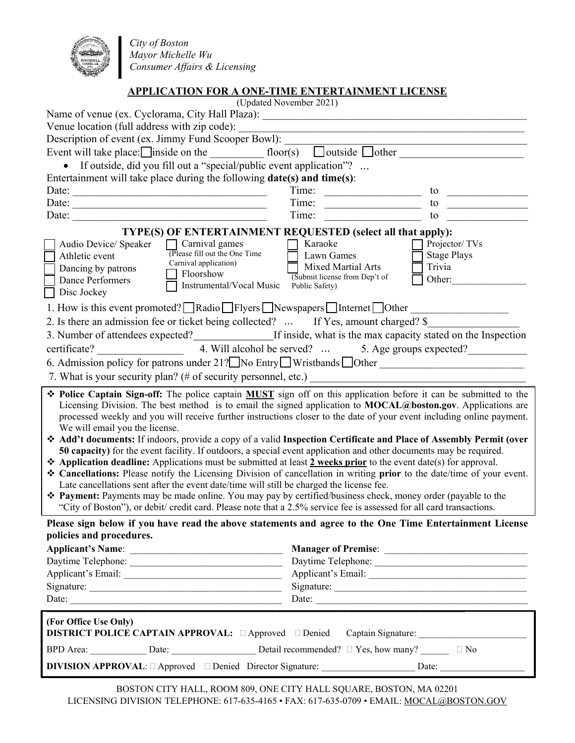City of Boston
*Mayor Michelle Wu*
*Consumer Affairs & Licensing*

# APPLICATION FOR A ONE-TIME ENTERTAINMENT LICENSE

(Updated November 2021)

Name of venue (ex. Cyclorama, City Hall Plaza): ___________________________________________

Venue location (full address with zip code): ___________________________________________

Description of event (ex. Jimmy Fund Scooper Bowl): ___________________________________________

Event will take place: ☐ inside on the _________ floor(s) ☐ outside ☐ other ______________________

- If outside, did you fill out a "special/public event application"? ...

Entertainment will take place during the following **date(s) and time(s)**:

Date: ___________________________________ Time: _________________ to _______________

Date: ___________________________________ Time: _________________ to _______________

Date: ___________________________________ Time: _________________ to _______________

## TYPE(S) OF ENTERTAINMENT REQUESTED (select all that apply):

☐ Audio Device/ Speaker
☐ Athletic event
☐ Dancing by patrons
☐ Dance Performers
☐ Disc Jockey
☐ Carnival games (Please fill out the One Time Carnival application)
☐ Floorshow
☐ Instrumental/Vocal Music
☐ Karaoke
☐ Lawn Games
☐ Mixed Martial Arts (Submit license from Dep't of Public Safety)
☐ Projector/ TVs
☐ Stage Plays
☐ Trivia
☐ Other: _______________

1. How is this event promoted? ☐ Radio ☐ Flyers ☐ Newspapers ☐ Internet ☐ Other __________________
2. Is there an admission fee or ticket being collected? ... If Yes, amount charged? $_________________
3. Number of attendees expected? ______________ If inside, what is the max capacity stated on the Inspection certificate? ________________
4. Will alcohol be served? ...
5. Age groups expected? ___________
6. Admission policy for patrons under 21? ☐ No Entry ☐ Wristbands ☐ Other ___________________________
7. What is your security plan? (# of security personnel, etc.) _______________________________________

- **Police Captain Sign-off:** The police captain **MUST** sign off on this application before it can be submitted to the Licensing Division. The best method is to email the signed application to **MOCAL@boston.gov**. Applications are processed weekly and you will receive further instructions closer to the date of your event including online payment. We will email you the license.
- **Add't documents:** If indoors, provide a copy of a valid **Inspection Certificate and Place of Assembly Permit (over 50 capacity)** for the event facility. If outdoors, a special event application and other documents may be required.
- **Application deadline:** Applications must be submitted at least **2 weeks prior** to the event date(s) for approval.
- **Cancellations:** Please notify the Licensing Division of cancellation in writing **prior** to the date/time of your event. Late cancellations sent after the event date/time will still be charged the license fee.
- **Payment:** Payments may be made online. You may pay by certified/business check, money order (payable to the "City of Boston"), or debit/ credit card. Please note that a 2.5% service fee is assessed for all card transactions.

**Please sign below if you have read the above statements and agree to the One Time Entertainment License policies and procedures.**

**Applicant's Name**: _______________________________
Daytime Telephone: _______________________________
Applicant's Email: _______________________________
Signature: _______________________________
Date: _______________________________

**Manager of Premise**: _______________________________
Daytime Telephone: _______________________________
Applicant's Email: _______________________________
Signature: _______________________________
Date: _______________________________

**(For Office Use Only)**
**DISTRICT POLICE CAPTAIN APPROVAL:** ☐ Approved ☐ Denied Captain Signature: _______________________

BPD Area: ____________ Date: _________________ Detail recommended? ☐ Yes, how many? ______ ☐ No

**DIVISION APPROVAL**: ☐ Approved ☐ Denied Director Signature: ___________________ Date: _________________

BOSTON CITY HALL, ROOM 809, ONE CITY HALL SQUARE, BOSTON, MA 02201
LICENSING DIVISION TELEPHONE: 617-635-4165 • FAX: 617-635-0709 • EMAIL: MOCAL@BOSTON.GOV